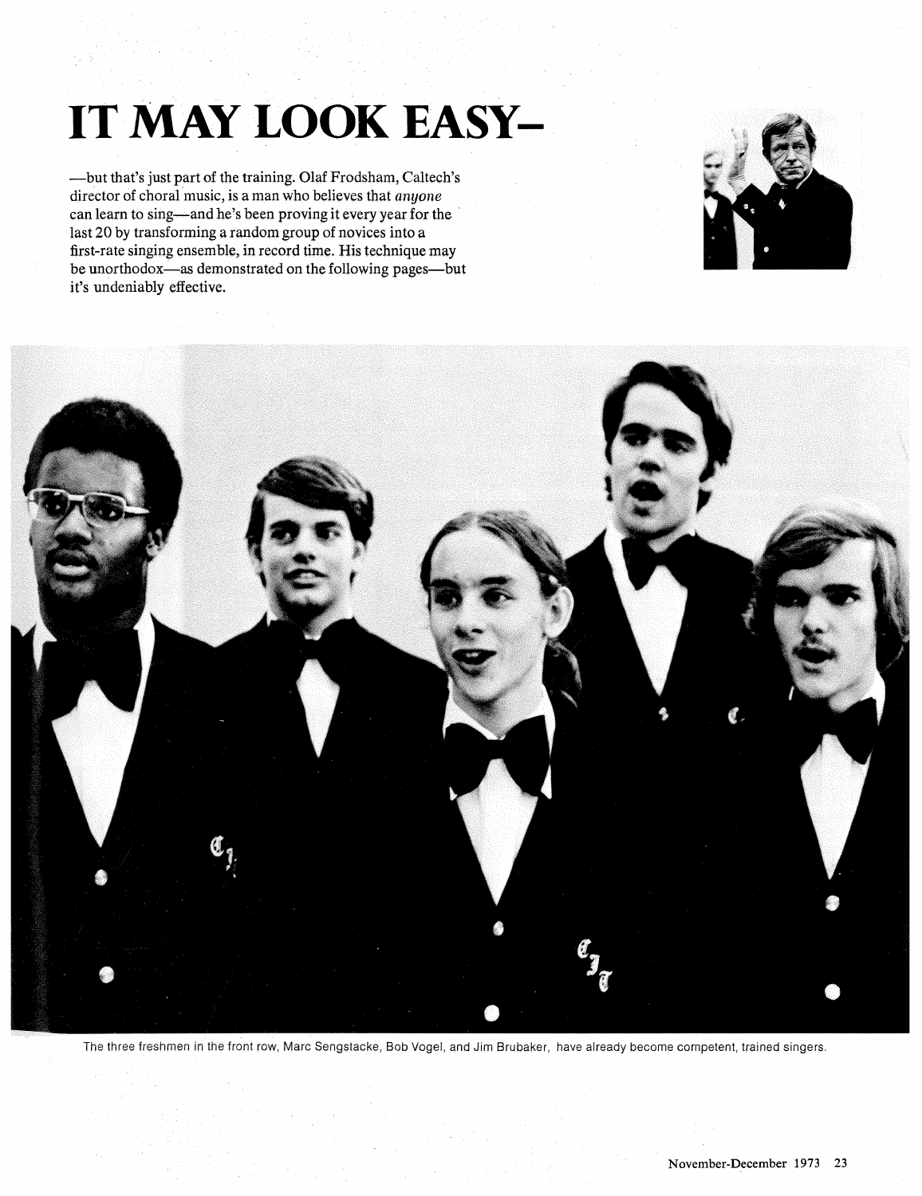# IT MAY LOOK EASY–

—but that's just part of the training. Olaf Frodsham, Caltech's director of choral music, is a man who believes that *anyone* can learn to sing—and he's been proving it every year for the last 20 by transforming a random group of novices into a first-rate singing ensemble, in record time. His technique may be unorthodox—as demonstrated on the following pages—but it's undeniably effective.

The three freshmen in the front row, Marc Sengstacke, Bob Vogel, and Jim Brubaker, have already become competent, trained singers.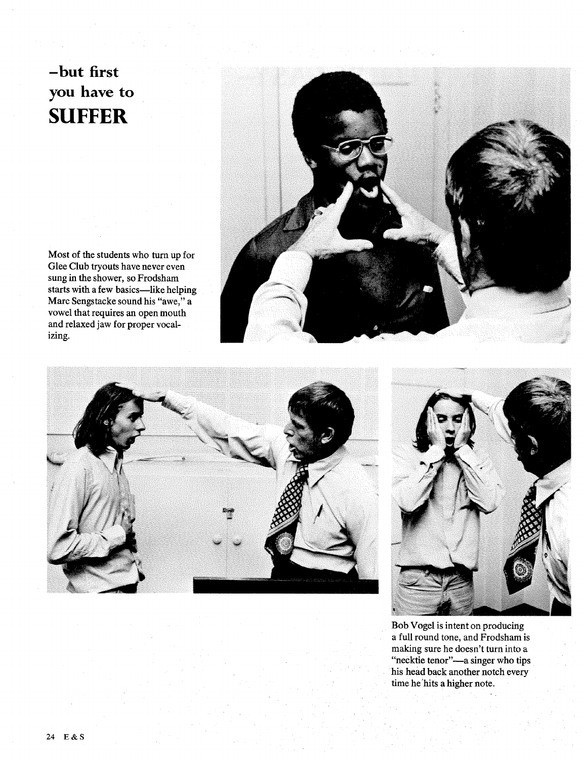# –but first you have to SUFFER

Most of the students who turn up for Glee Club tryouts have never even sung in the shower, so Frodsham starts with a few basics—like helping Marc Sengstacke sound his "awe," a vowel that requires an open mouth and relaxed jaw for proper vocalizing.

Bob Vogel is intent on producing a full round tone, and Frodsham is making sure he doesn't turn into a "necktie tenor"—a singer who tips his head back another notch every time he hits a higher note.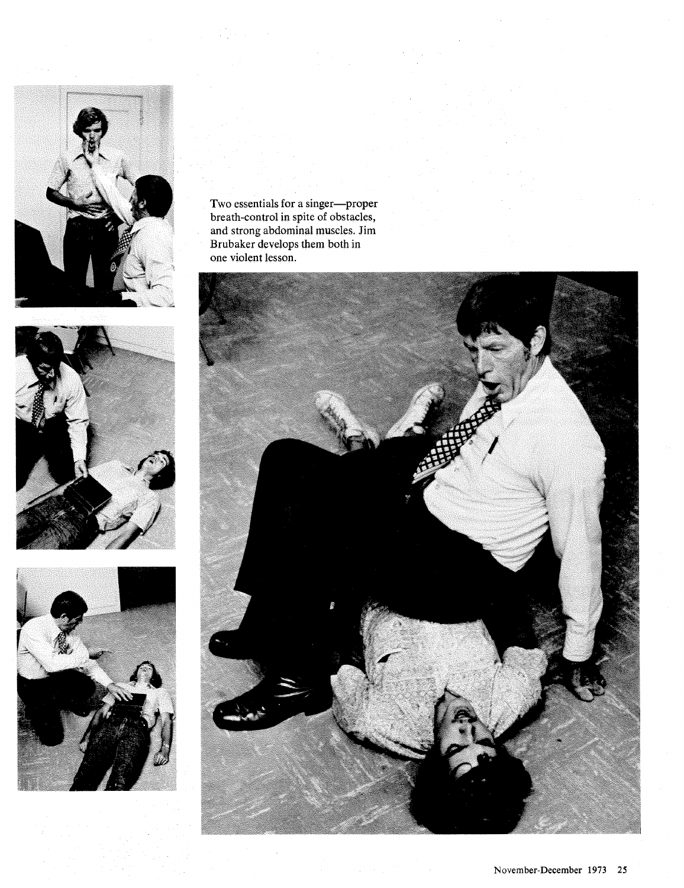Two essentials for a singer—proper breath-control in spite of obstacles, and strong abdominal muscles. Jim Brubaker develops them both in one violent lesson.